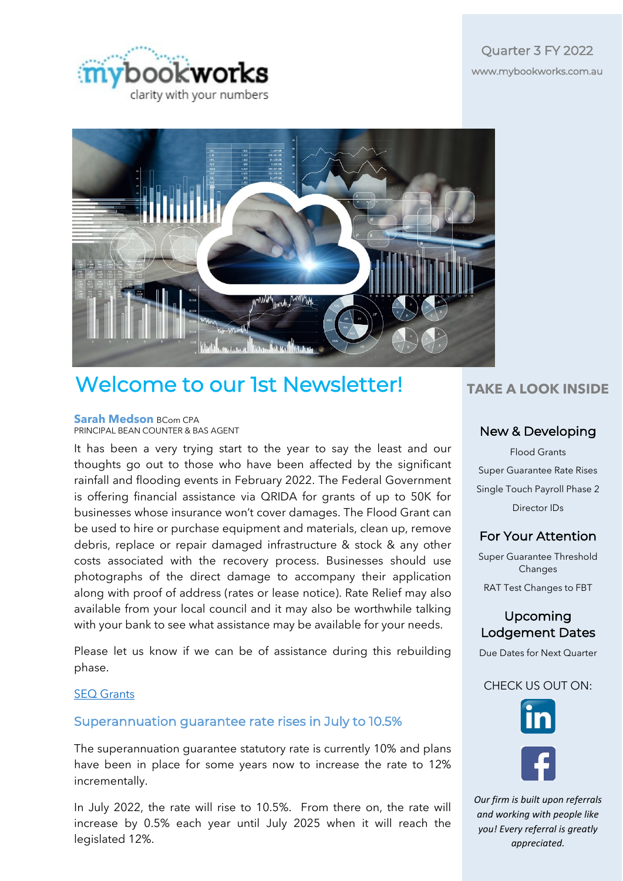mybookworks
clarity with your numbers

Quarter 3 FY 2022
www.mybookworks.com.au

# Welcome to our 1st Newsletter!

**Sarah Medson** BCom CPA
PRINCIPAL BEAN COUNTER & BAS AGENT

It has been a very trying start to the year to say the least and our thoughts go out to those who have been affected by the significant rainfall and flooding events in February 2022. The Federal Government is offering financial assistance via QRIDA for grants of up to 50K for businesses whose insurance won't cover damages. The Flood Grant can be used to hire or purchase equipment and materials, clean up, remove debris, replace or repair damaged infrastructure & stock & any other costs associated with the recovery process. Businesses should use photographs of the direct damage to accompany their application along with proof of address (rates or lease notice). Rate Relief may also available from your local council and it may also be worthwhile talking with your bank to see what assistance may be available for your needs.

Please let us know if we can be of assistance during this rebuilding phase.

SEQ Grants

## Superannuation guarantee rate rises in July to 10.5%

The superannuation guarantee statutory rate is currently 10% and plans have been in place for some years now to increase the rate to 12% incrementally.

In July 2022, the rate will rise to 10.5%. From there on, the rate will increase by 0.5% each year until July 2025 when it will reach the legislated 12%.

## TAKE A LOOK INSIDE

### New & Developing

Flood Grants

Super Guarantee Rate Rises

Single Touch Payroll Phase 2

Director IDs

### For Your Attention

Super Guarantee Threshold Changes

RAT Test Changes to FBT

### Upcoming Lodgement Dates

Due Dates for Next Quarter

CHECK US OUT ON:

*Our firm is built upon referrals and working with people like you! Every referral is greatly appreciated.*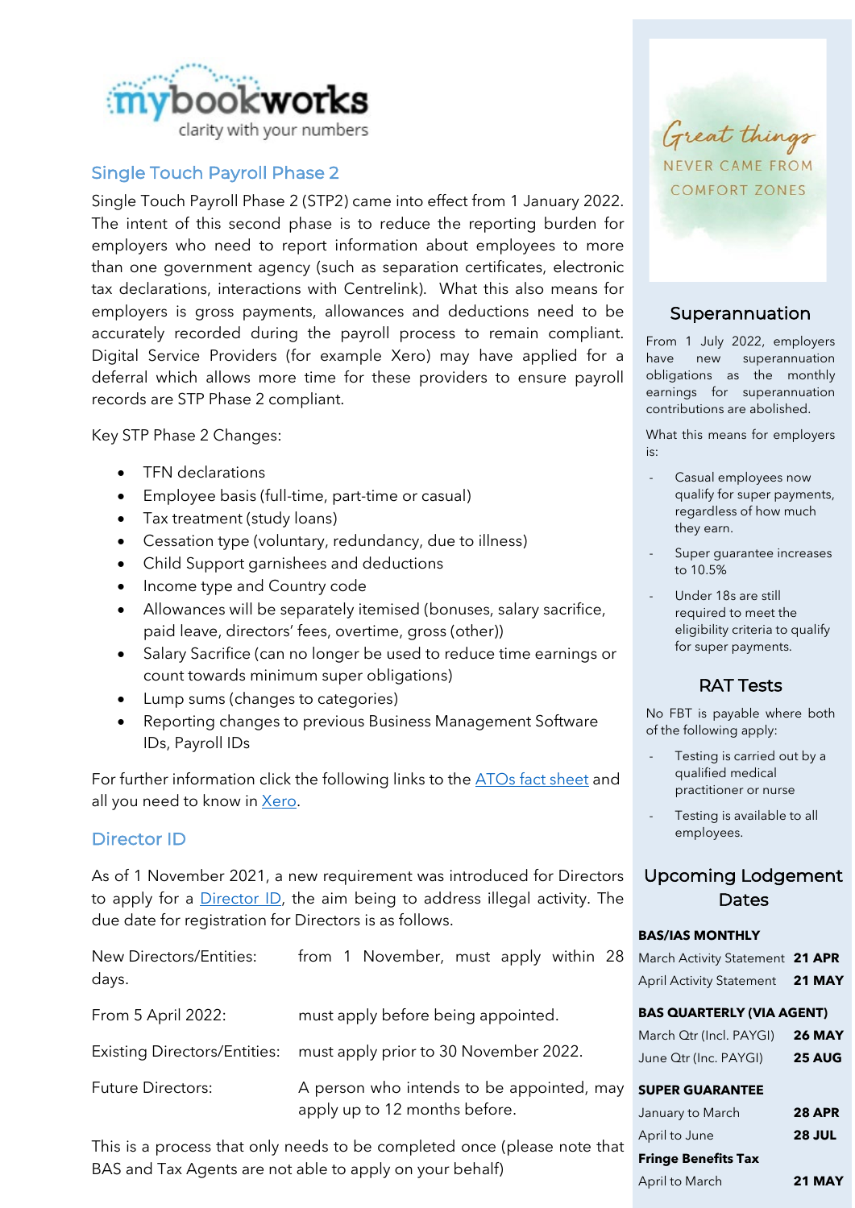mybookworks
clarity with your numbers

## Single Touch Payroll Phase 2

Single Touch Payroll Phase 2 (STP2) came into effect from 1 January 2022. The intent of this second phase is to reduce the reporting burden for employers who need to report information about employees to more than one government agency (such as separation certificates, electronic tax declarations, interactions with Centrelink). What this also means for employers is gross payments, allowances and deductions need to be accurately recorded during the payroll process to remain compliant. Digital Service Providers (for example Xero) may have applied for a deferral which allows more time for these providers to ensure payroll records are STP Phase 2 compliant.

Key STP Phase 2 Changes:

- TFN declarations
- Employee basis (full-time, part-time or casual)
- Tax treatment (study loans)
- Cessation type (voluntary, redundancy, due to illness)
- Child Support garnishees and deductions
- Income type and Country code
- Allowances will be separately itemised (bonuses, salary sacrifice, paid leave, directors' fees, overtime, gross (other))
- Salary Sacrifice (can no longer be used to reduce time earnings or count towards minimum super obligations)
- Lump sums (changes to categories)
- Reporting changes to previous Business Management Software IDs, Payroll IDs

For further information click the following links to the ATOs fact sheet and all you need to know in Xero.

## Director ID

As of 1 November 2021, a new requirement was introduced for Directors to apply for a Director ID, the aim being to address illegal activity. The due date for registration for Directors is as follows.

| | |
|---|---|
| New Directors/Entities: | from 1 November, must apply within 28 days. |
| From 5 April 2022: | must apply before being appointed. |
| Existing Directors/Entities: | must apply prior to 30 November 2022. |
| Future Directors: | A person who intends to be appointed, may apply up to 12 months before. |

This is a process that only needs to be completed once (please note that BAS and Tax Agents are not able to apply on your behalf)

Great things NEVER CAME FROM COMFORT ZONES

## Superannuation

From 1 July 2022, employers have new superannuation obligations as the monthly earnings for superannuation contributions are abolished.

What this means for employers is:

- Casual employees now qualify for super payments, regardless of how much they earn.
- Super guarantee increases to 10.5%
- Under 18s are still required to meet the eligibility criteria to qualify for super payments.

## RAT Tests

No FBT is payable where both of the following apply:

- Testing is carried out by a qualified medical practitioner or nurse
- Testing is available to all employees.

## Upcoming Lodgement Dates

| | |
|---|---|
| **BAS/IAS MONTHLY** | |
| March Activity Statement | **21 APR** |
| April Activity Statement | **21 MAY** |
| **BAS QUARTERLY (VIA AGENT)** | |
| March Qtr (Incl. PAYGI) | **26 MAY** |
| June Qtr (Inc. PAYGI) | **25 AUG** |
| **SUPER GUARANTEE** | |
| January to March | **28 APR** |
| April to June | **28 JUL** |
| **Fringe Benefits Tax** | |
| April to March | **21 MAY** |